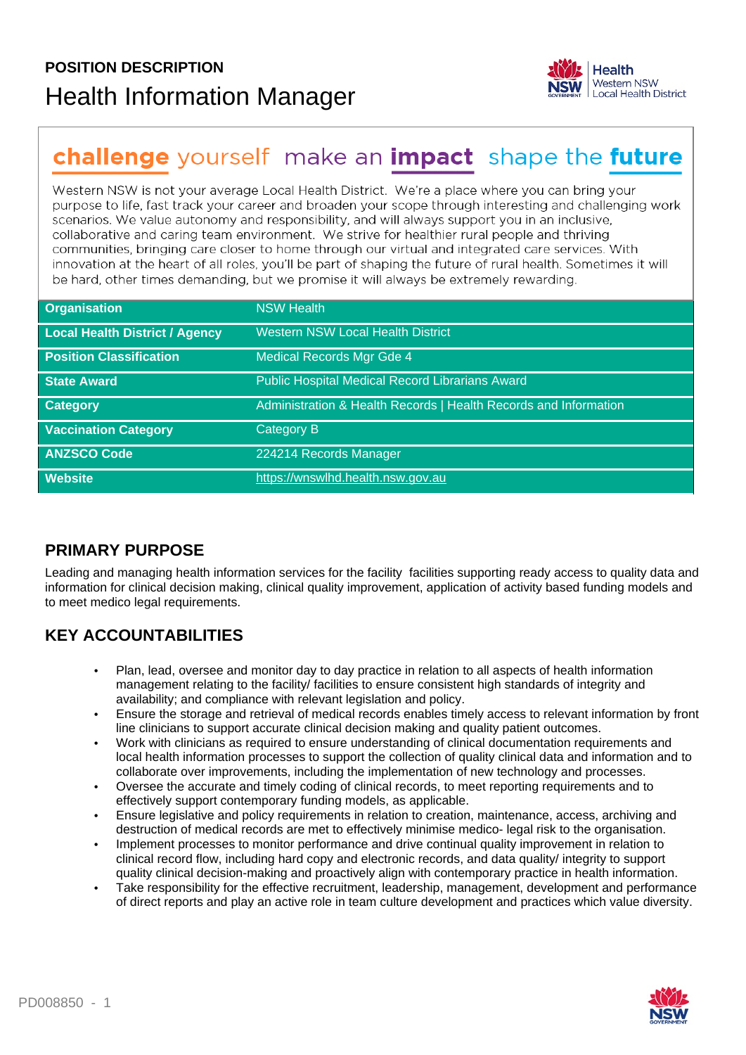**POSITION DESCRIPTION**

# Health Information Manager

## challenge yourself make an impact shape the future

Western NSW is not your average Local Health District. We're a place where you can bring your purpose to life, fast track your career and broaden your scope through interesting and challenging work scenarios. We value autonomy and responsibility, and will always support you in an inclusive, collaborative and caring team environment. We strive for healthier rural people and thriving communities, bringing care closer to home through our virtual and integrated care services. With innovation at the heart of all roles, you'll be part of shaping the future of rural health. Sometimes it will be hard, other times demanding, but we promise it will always be extremely rewarding.

| | |
|---|---|
| **Organisation** | NSW Health |
| **Local Health District / Agency** | Western NSW Local Health District |
| **Position Classification** | Medical Records Mgr Gde 4 |
| **State Award** | Public Hospital Medical Record Librarians Award |
| **Category** | Administration & Health Records \| Health Records and Information |
| **Vaccination Category** | Category B |
| **ANZSCO Code** | 224214 Records Manager |
| **Website** | https://wnswlhd.health.nsw.gov.au |

## PRIMARY PURPOSE

Leading and managing health information services for the facility facilities supporting ready access to quality data and information for clinical decision making, clinical quality improvement, application of activity based funding models and to meet medico legal requirements.

## KEY ACCOUNTABILITIES

- Plan, lead, oversee and monitor day to day practice in relation to all aspects of health information management relating to the facility/ facilities to ensure consistent high standards of integrity and availability; and compliance with relevant legislation and policy.
- Ensure the storage and retrieval of medical records enables timely access to relevant information by front line clinicians to support accurate clinical decision making and quality patient outcomes.
- Work with clinicians as required to ensure understanding of clinical documentation requirements and local health information processes to support the collection of quality clinical data and information and to collaborate over improvements, including the implementation of new technology and processes.
- Oversee the accurate and timely coding of clinical records, to meet reporting requirements and to effectively support contemporary funding models, as applicable.
- Ensure legislative and policy requirements in relation to creation, maintenance, access, archiving and destruction of medical records are met to effectively minimise medico- legal risk to the organisation.
- Implement processes to monitor performance and drive continual quality improvement in relation to clinical record flow, including hard copy and electronic records, and data quality/ integrity to support quality clinical decision-making and proactively align with contemporary practice in health information.
- Take responsibility for the effective recruitment, leadership, management, development and performance of direct reports and play an active role in team culture development and practices which value diversity.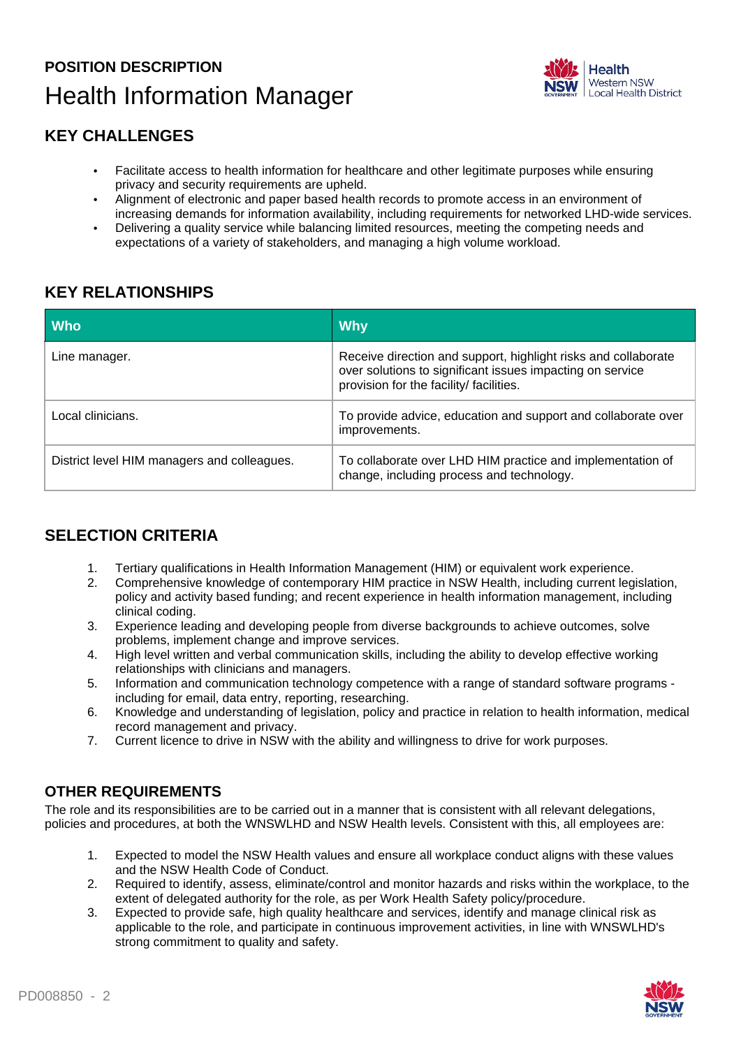**POSITION DESCRIPTION**

# Health Information Manager

## KEY CHALLENGES

- Facilitate access to health information for healthcare and other legitimate purposes while ensuring privacy and security requirements are upheld.
- Alignment of electronic and paper based health records to promote access in an environment of increasing demands for information availability, including requirements for networked LHD-wide services.
- Delivering a quality service while balancing limited resources, meeting the competing needs and expectations of a variety of stakeholders, and managing a high volume workload.

## KEY RELATIONSHIPS

| Who | Why |
|---|---|
| Line manager. | Receive direction and support, highlight risks and collaborate over solutions to significant issues impacting on service provision for the facility/ facilities. |
| Local clinicians. | To provide advice, education and support and collaborate over improvements. |
| District level HIM managers and colleagues. | To collaborate over LHD HIM practice and implementation of change, including process and technology. |

## SELECTION CRITERIA

1. Tertiary qualifications in Health Information Management (HIM) or equivalent work experience.
2. Comprehensive knowledge of contemporary HIM practice in NSW Health, including current legislation, policy and activity based funding; and recent experience in health information management, including clinical coding.
3. Experience leading and developing people from diverse backgrounds to achieve outcomes, solve problems, implement change and improve services.
4. High level written and verbal communication skills, including the ability to develop effective working relationships with clinicians and managers.
5. Information and communication technology competence with a range of standard software programs - including for email, data entry, reporting, researching.
6. Knowledge and understanding of legislation, policy and practice in relation to health information, medical record management and privacy.
7. Current licence to drive in NSW with the ability and willingness to drive for work purposes.

## OTHER REQUIREMENTS

The role and its responsibilities are to be carried out in a manner that is consistent with all relevant delegations, policies and procedures, at both the WNSWLHD and NSW Health levels. Consistent with this, all employees are:

1. Expected to model the NSW Health values and ensure all workplace conduct aligns with these values and the NSW Health Code of Conduct.
2. Required to identify, assess, eliminate/control and monitor hazards and risks within the workplace, to the extent of delegated authority for the role, as per Work Health Safety policy/procedure.
3. Expected to provide safe, high quality healthcare and services, identify and manage clinical risk as applicable to the role, and participate in continuous improvement activities, in line with WNSWLHD's strong commitment to quality and safety.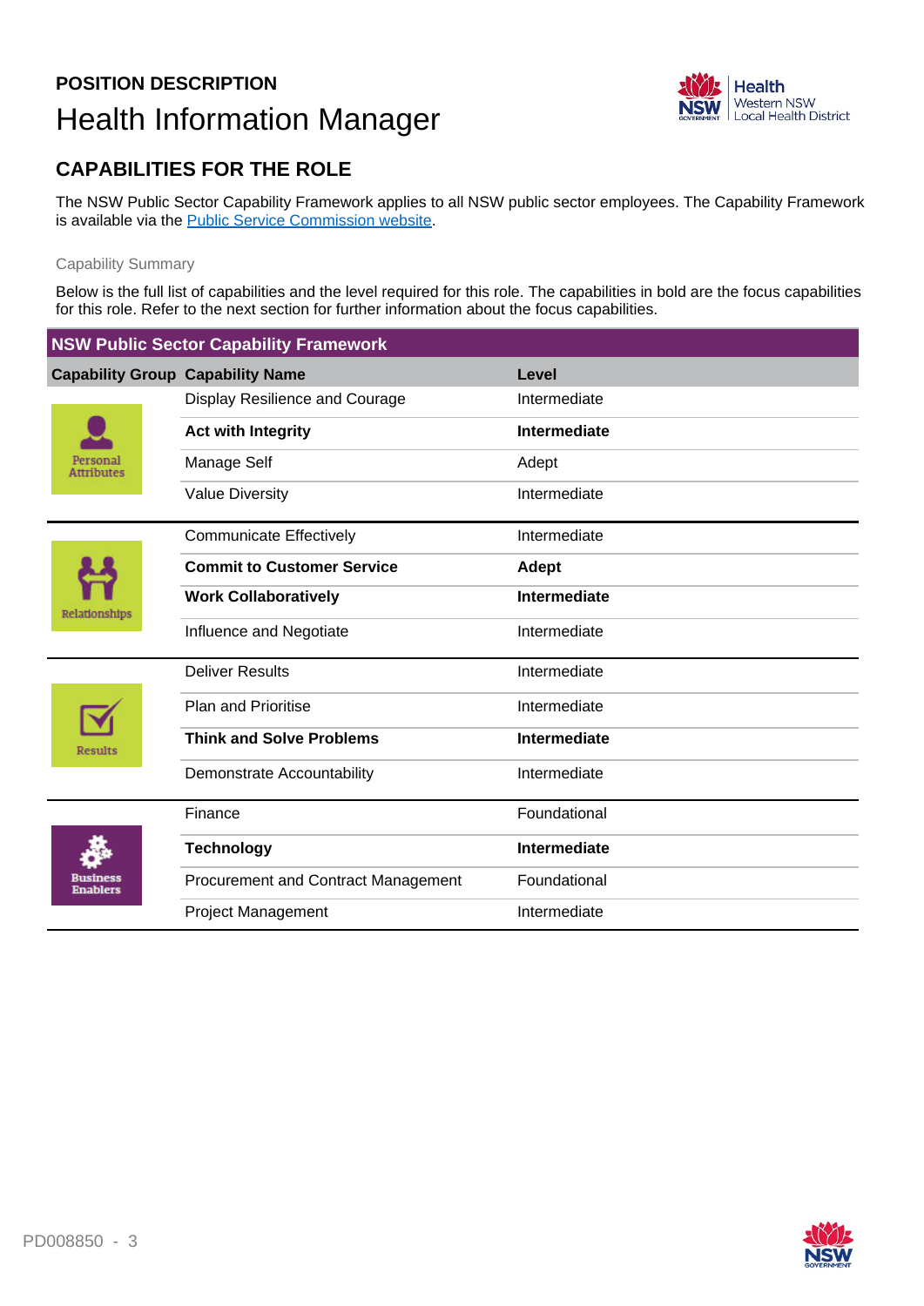**POSITION DESCRIPTION**

# Health Information Manager

## CAPABILITIES FOR THE ROLE

The NSW Public Sector Capability Framework applies to all NSW public sector employees. The Capability Framework is available via the Public Service Commission website.

Capability Summary

Below is the full list of capabilities and the level required for this role. The capabilities in bold are the focus capabilities for this role. Refer to the next section for further information about the focus capabilities.

| NSW Public Sector Capability Framework | | |
|---|---|---|
| **Capability Group** | **Capability Name** | **Level** |
| Personal Attributes | Display Resilience and Courage | Intermediate |
| | **Act with Integrity** | **Intermediate** |
| | Manage Self | Adept |
| | Value Diversity | Intermediate |
| Relationships | Communicate Effectively | Intermediate |
| | **Commit to Customer Service** | **Adept** |
| | **Work Collaboratively** | **Intermediate** |
| | Influence and Negotiate | Intermediate |
| Results | Deliver Results | Intermediate |
| | Plan and Prioritise | Intermediate |
| | **Think and Solve Problems** | **Intermediate** |
| | Demonstrate Accountability | Intermediate |
| Business Enablers | Finance | Foundational |
| | **Technology** | **Intermediate** |
| | Procurement and Contract Management | Foundational |
| | Project Management | Intermediate |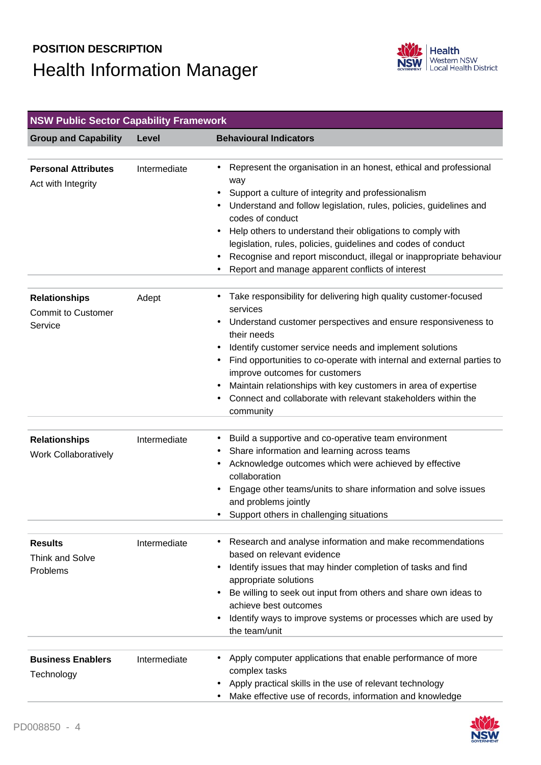# POSITION DESCRIPTION
## Health Information Manager

| NSW Public Sector Capability Framework | | |
|---|---|---|
| **Group and Capability** | **Level** | **Behavioural Indicators** |
| **Personal Attributes**<br>Act with Integrity | Intermediate | • Represent the organisation in an honest, ethical and professional way<br>• Support a culture of integrity and professionalism<br>• Understand and follow legislation, rules, policies, guidelines and codes of conduct<br>• Help others to understand their obligations to comply with legislation, rules, policies, guidelines and codes of conduct<br>• Recognise and report misconduct, illegal or inappropriate behaviour<br>• Report and manage apparent conflicts of interest |
| **Relationships**<br>Commit to Customer Service | Adept | • Take responsibility for delivering high quality customer-focused services<br>• Understand customer perspectives and ensure responsiveness to their needs<br>• Identify customer service needs and implement solutions<br>• Find opportunities to co-operate with internal and external parties to improve outcomes for customers<br>• Maintain relationships with key customers in area of expertise<br>• Connect and collaborate with relevant stakeholders within the community |
| **Relationships**<br>Work Collaboratively | Intermediate | • Build a supportive and co-operative team environment<br>• Share information and learning across teams<br>• Acknowledge outcomes which were achieved by effective collaboration<br>• Engage other teams/units to share information and solve issues and problems jointly<br>• Support others in challenging situations |
| **Results**<br>Think and Solve Problems | Intermediate | • Research and analyse information and make recommendations based on relevant evidence<br>• Identify issues that may hinder completion of tasks and find appropriate solutions<br>• Be willing to seek out input from others and share own ideas to achieve best outcomes<br>• Identify ways to improve systems or processes which are used by the team/unit |
| **Business Enablers**<br>Technology | Intermediate | • Apply computer applications that enable performance of more complex tasks<br>• Apply practical skills in the use of relevant technology<br>• Make effective use of records, information and knowledge |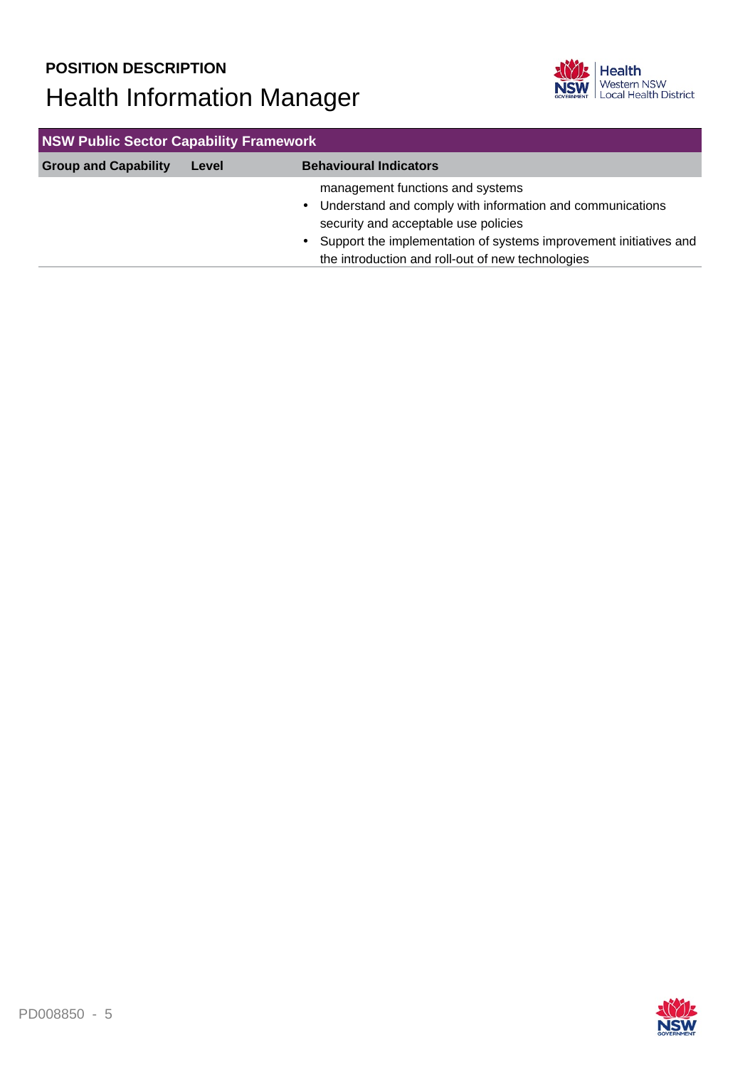| NSW Public Sector Capability Framework | | |
|---|---|---|
| **Group and Capability** | **Level** | **Behavioural Indicators** |
| | | management functions and systems<br>• Understand and comply with information and communications security and acceptable use policies<br>• Support the implementation of systems improvement initiatives and the introduction and roll-out of new technologies |